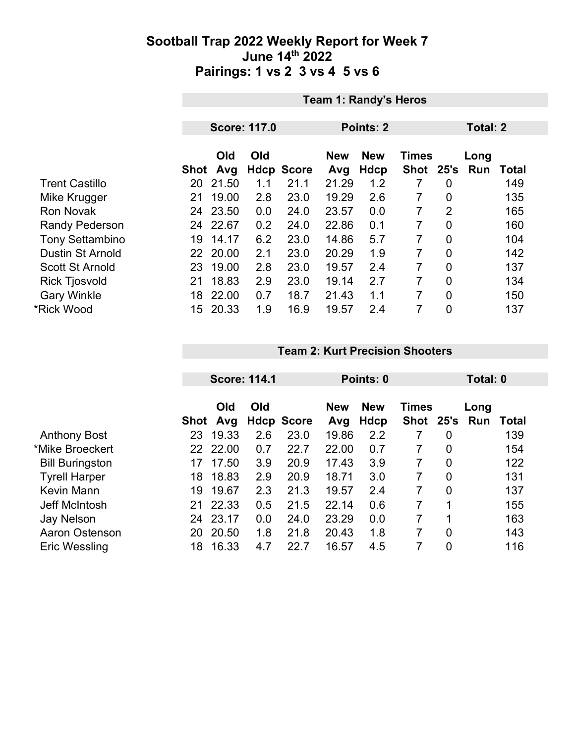# Sootball Trap 2022 Weekly Report for Week 7
## June 14th 2022
## Pairings: 1 vs 2  3 vs 4  5 vs 6

### Team 1: Randy's Heros

**Score: 117.0** | **Points: 2** | **Total: 2**

| | Shot | Old Avg | Old Hdcp | Score | New Avg | New Hdcp | Times Shot | 25's | Long Run | Total |
|---|---|---|---|---|---|---|---|---|---|---|
| Trent Castillo | 20 | 21.50 | 1.1 | 21.1 | 21.29 | 1.2 | 7 | 0 | | 149 |
| Mike Krugger | 21 | 19.00 | 2.8 | 23.0 | 19.29 | 2.6 | 7 | 0 | | 135 |
| Ron Novak | 24 | 23.50 | 0.0 | 24.0 | 23.57 | 0.0 | 7 | 2 | | 165 |
| Randy Pederson | 24 | 22.67 | 0.2 | 24.0 | 22.86 | 0.1 | 7 | 0 | | 160 |
| Tony Settambino | 19 | 14.17 | 6.2 | 23.0 | 14.86 | 5.7 | 7 | 0 | | 104 |
| Dustin St Arnold | 22 | 20.00 | 2.1 | 23.0 | 20.29 | 1.9 | 7 | 0 | | 142 |
| Scott St Arnold | 23 | 19.00 | 2.8 | 23.0 | 19.57 | 2.4 | 7 | 0 | | 137 |
| Rick Tjosvold | 21 | 18.83 | 2.9 | 23.0 | 19.14 | 2.7 | 7 | 0 | | 134 |
| Gary Winkle | 18 | 22.00 | 0.7 | 18.7 | 21.43 | 1.1 | 7 | 0 | | 150 |
| *Rick Wood | 15 | 20.33 | 1.9 | 16.9 | 19.57 | 2.4 | 7 | 0 | | 137 |

### Team 2: Kurt Precision Shooters

**Score: 114.1** | **Points: 0** | **Total: 0**

| | Shot | Old Avg | Old Hdcp | Score | New Avg | New Hdcp | Times Shot | 25's | Long Run | Total |
|---|---|---|---|---|---|---|---|---|---|---|
| Anthony Bost | 23 | 19.33 | 2.6 | 23.0 | 19.86 | 2.2 | 7 | 0 | | 139 |
| *Mike Broeckert | 22 | 22.00 | 0.7 | 22.7 | 22.00 | 0.7 | 7 | 0 | | 154 |
| Bill Buringston | 17 | 17.50 | 3.9 | 20.9 | 17.43 | 3.9 | 7 | 0 | | 122 |
| Tyrell Harper | 18 | 18.83 | 2.9 | 20.9 | 18.71 | 3.0 | 7 | 0 | | 131 |
| Kevin Mann | 19 | 19.67 | 2.3 | 21.3 | 19.57 | 2.4 | 7 | 0 | | 137 |
| Jeff McIntosh | 21 | 22.33 | 0.5 | 21.5 | 22.14 | 0.6 | 7 | 1 | | 155 |
| Jay Nelson | 24 | 23.17 | 0.0 | 24.0 | 23.29 | 0.0 | 7 | 1 | | 163 |
| Aaron Ostenson | 20 | 20.50 | 1.8 | 21.8 | 20.43 | 1.8 | 7 | 0 | | 143 |
| Eric Wessling | 18 | 16.33 | 4.7 | 22.7 | 16.57 | 4.5 | 7 | 0 | | 116 |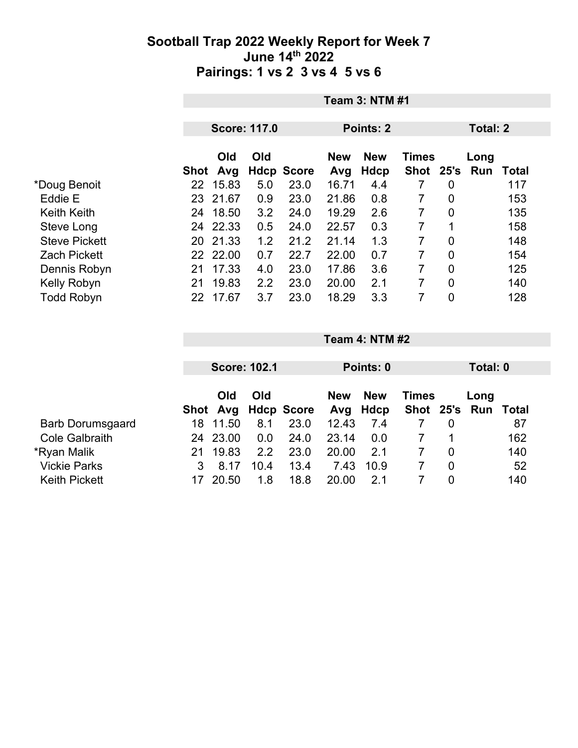# Sootball Trap 2022 Weekly Report for Week 7

## June 14th 2022

## Pairings: 1 vs 2  3 vs 4  5 vs 6

### Team 3: NTM #1

**Score: 117.0** | **Points: 2** | **Total: 2**

| | Shot | Old Avg | Old Hdcp | Score | New Avg | New Hdcp | Times Shot | 25's | Long Run | Total |
|---|---|---|---|---|---|---|---|---|---|---|
| *Doug Benoit | 22 | 15.83 | 5.0 | 23.0 | 16.71 | 4.4 | 7 | 0 | | 117 |
| Eddie E | 23 | 21.67 | 0.9 | 23.0 | 21.86 | 0.8 | 7 | 0 | | 153 |
| Keith Keith | 24 | 18.50 | 3.2 | 24.0 | 19.29 | 2.6 | 7 | 0 | | 135 |
| Steve Long | 24 | 22.33 | 0.5 | 24.0 | 22.57 | 0.3 | 7 | 1 | | 158 |
| Steve Pickett | 20 | 21.33 | 1.2 | 21.2 | 21.14 | 1.3 | 7 | 0 | | 148 |
| Zach Pickett | 22 | 22.00 | 0.7 | 22.7 | 22.00 | 0.7 | 7 | 0 | | 154 |
| Dennis Robyn | 21 | 17.33 | 4.0 | 23.0 | 17.86 | 3.6 | 7 | 0 | | 125 |
| Kelly Robyn | 21 | 19.83 | 2.2 | 23.0 | 20.00 | 2.1 | 7 | 0 | | 140 |
| Todd Robyn | 22 | 17.67 | 3.7 | 23.0 | 18.29 | 3.3 | 7 | 0 | | 128 |

### Team 4: NTM #2

**Score: 102.1** | **Points: 0** | **Total: 0**

| | Shot | Old Avg | Old Hdcp | Score | New Avg | New Hdcp | Times Shot | 25's | Long Run | Total |
|---|---|---|---|---|---|---|---|---|---|---|
| Barb Dorumsgaard | 18 | 11.50 | 8.1 | 23.0 | 12.43 | 7.4 | 7 | 0 | | 87 |
| Cole Galbraith | 24 | 23.00 | 0.0 | 24.0 | 23.14 | 0.0 | 7 | 1 | | 162 |
| *Ryan Malik | 21 | 19.83 | 2.2 | 23.0 | 20.00 | 2.1 | 7 | 0 | | 140 |
| Vickie Parks | 3 | 8.17 | 10.4 | 13.4 | 7.43 | 10.9 | 7 | 0 | | 52 |
| Keith Pickett | 17 | 20.50 | 1.8 | 18.8 | 20.00 | 2.1 | 7 | 0 | | 140 |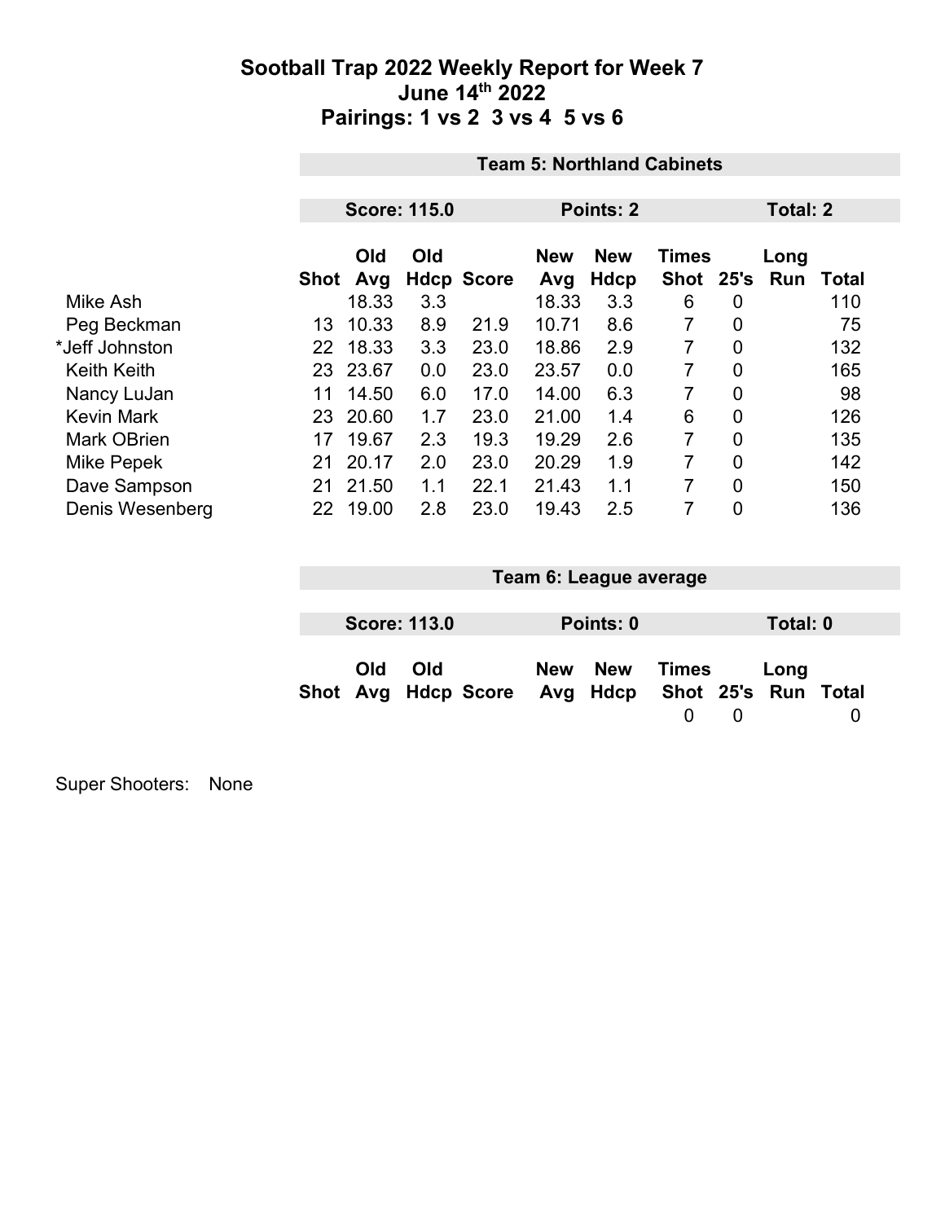# Sootball Trap 2022 Weekly Report for Week 7
## June 14th 2022
## Pairings: 1 vs 2  3 vs 4  5 vs 6

### Team 5: Northland Cabinets

**Score: 115.0** | **Points: 2** | **Total: 2**

| | Shot | Old Avg | Old Hdcp | Score | New Avg | New Hdcp | Times Shot | 25's | Long Run | Total |
|---|---|---|---|---|---|---|---|---|---|---|
| Mike Ash | | 18.33 | 3.3 | | 18.33 | 3.3 | 6 | 0 | | 110 |
| Peg Beckman | 13 | 10.33 | 8.9 | 21.9 | 10.71 | 8.6 | 7 | 0 | | 75 |
| *Jeff Johnston | 22 | 18.33 | 3.3 | 23.0 | 18.86 | 2.9 | 7 | 0 | | 132 |
| Keith Keith | 23 | 23.67 | 0.0 | 23.0 | 23.57 | 0.0 | 7 | 0 | | 165 |
| Nancy LuJan | 11 | 14.50 | 6.0 | 17.0 | 14.00 | 6.3 | 7 | 0 | | 98 |
| Kevin Mark | 23 | 20.60 | 1.7 | 23.0 | 21.00 | 1.4 | 6 | 0 | | 126 |
| Mark OBrien | 17 | 19.67 | 2.3 | 19.3 | 19.29 | 2.6 | 7 | 0 | | 135 |
| Mike Pepek | 21 | 20.17 | 2.0 | 23.0 | 20.29 | 1.9 | 7 | 0 | | 142 |
| Dave Sampson | 21 | 21.50 | 1.1 | 22.1 | 21.43 | 1.1 | 7 | 0 | | 150 |
| Denis Wesenberg | 22 | 19.00 | 2.8 | 23.0 | 19.43 | 2.5 | 7 | 0 | | 136 |

### Team 6: League average

**Score: 113.0** | **Points: 0** | **Total: 0**

| Shot | Old Avg | Old Hdcp | Score | New Avg | New Hdcp | Times Shot | 25's | Long Run | Total |
|---|---|---|---|---|---|---|---|---|---|
| | | | | | | 0 | 0 | | 0 |

Super Shooters: None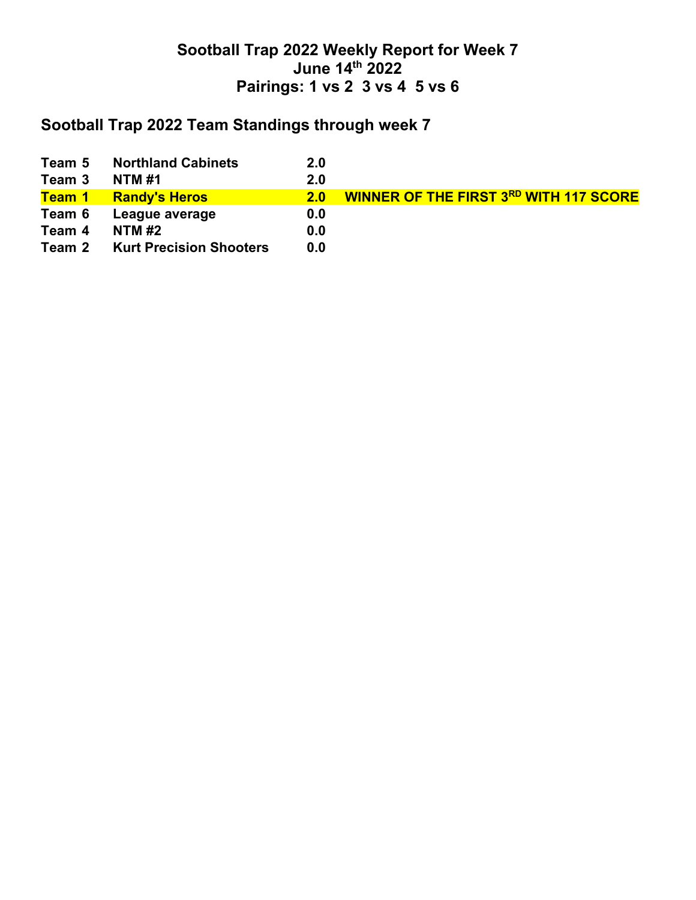# Sootball Trap 2022 Weekly Report for Week 7
## June 14th 2022
## Pairings: 1 vs 2  3 vs 4  5 vs 6

## Sootball Trap 2022 Team Standings through week 7

| | | | |
|---|---|---|---|
| Team 5 | Northland Cabinets | 2.0 | |
| Team 3 | NTM #1 | 2.0 | |
| Team 1 | Randy's Heros | 2.0 | WINNER OF THE FIRST 3RD WITH 117 SCORE |
| Team 6 | League average | 0.0 | |
| Team 4 | NTM #2 | 0.0 | |
| Team 2 | Kurt Precision Shooters | 0.0 | |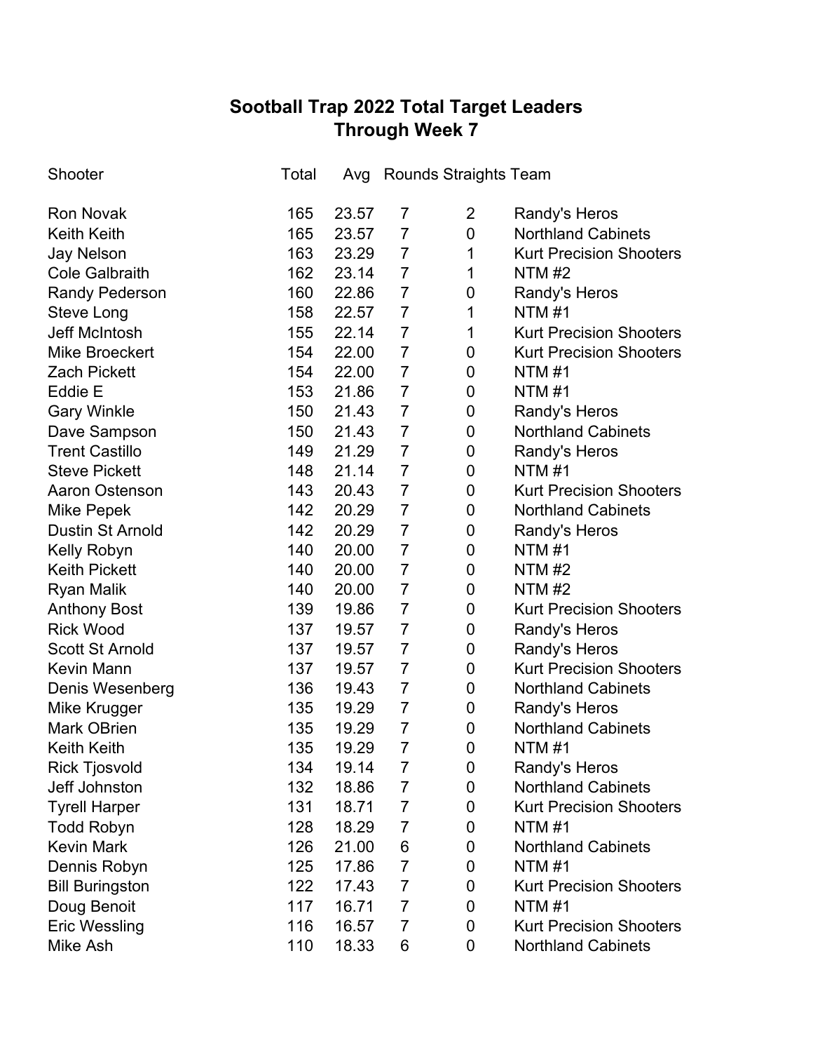# Sootball Trap 2022 Total Target Leaders
## Through Week 7

| Shooter | Total | Avg | Rounds | Straights | Team |
|---|---|---|---|---|---|
| Ron Novak | 165 | 23.57 | 7 | 2 | Randy's Heros |
| Keith Keith | 165 | 23.57 | 7 | 0 | Northland Cabinets |
| Jay Nelson | 163 | 23.29 | 7 | 1 | Kurt Precision Shooters |
| Cole Galbraith | 162 | 23.14 | 7 | 1 | NTM #2 |
| Randy Pederson | 160 | 22.86 | 7 | 0 | Randy's Heros |
| Steve Long | 158 | 22.57 | 7 | 1 | NTM #1 |
| Jeff McIntosh | 155 | 22.14 | 7 | 1 | Kurt Precision Shooters |
| Mike Broeckert | 154 | 22.00 | 7 | 0 | Kurt Precision Shooters |
| Zach Pickett | 154 | 22.00 | 7 | 0 | NTM #1 |
| Eddie E | 153 | 21.86 | 7 | 0 | NTM #1 |
| Gary Winkle | 150 | 21.43 | 7 | 0 | Randy's Heros |
| Dave Sampson | 150 | 21.43 | 7 | 0 | Northland Cabinets |
| Trent Castillo | 149 | 21.29 | 7 | 0 | Randy's Heros |
| Steve Pickett | 148 | 21.14 | 7 | 0 | NTM #1 |
| Aaron Ostenson | 143 | 20.43 | 7 | 0 | Kurt Precision Shooters |
| Mike Pepek | 142 | 20.29 | 7 | 0 | Northland Cabinets |
| Dustin St Arnold | 142 | 20.29 | 7 | 0 | Randy's Heros |
| Kelly Robyn | 140 | 20.00 | 7 | 0 | NTM #1 |
| Keith Pickett | 140 | 20.00 | 7 | 0 | NTM #2 |
| Ryan Malik | 140 | 20.00 | 7 | 0 | NTM #2 |
| Anthony Bost | 139 | 19.86 | 7 | 0 | Kurt Precision Shooters |
| Rick Wood | 137 | 19.57 | 7 | 0 | Randy's Heros |
| Scott St Arnold | 137 | 19.57 | 7 | 0 | Randy's Heros |
| Kevin Mann | 137 | 19.57 | 7 | 0 | Kurt Precision Shooters |
| Denis Wesenberg | 136 | 19.43 | 7 | 0 | Northland Cabinets |
| Mike Krugger | 135 | 19.29 | 7 | 0 | Randy's Heros |
| Mark OBrien | 135 | 19.29 | 7 | 0 | Northland Cabinets |
| Keith Keith | 135 | 19.29 | 7 | 0 | NTM #1 |
| Rick Tjosvold | 134 | 19.14 | 7 | 0 | Randy's Heros |
| Jeff Johnston | 132 | 18.86 | 7 | 0 | Northland Cabinets |
| Tyrell Harper | 131 | 18.71 | 7 | 0 | Kurt Precision Shooters |
| Todd Robyn | 128 | 18.29 | 7 | 0 | NTM #1 |
| Kevin Mark | 126 | 21.00 | 6 | 0 | Northland Cabinets |
| Dennis Robyn | 125 | 17.86 | 7 | 0 | NTM #1 |
| Bill Buringston | 122 | 17.43 | 7 | 0 | Kurt Precision Shooters |
| Doug Benoit | 117 | 16.71 | 7 | 0 | NTM #1 |
| Eric Wessling | 116 | 16.57 | 7 | 0 | Kurt Precision Shooters |
| Mike Ash | 110 | 18.33 | 6 | 0 | Northland Cabinets |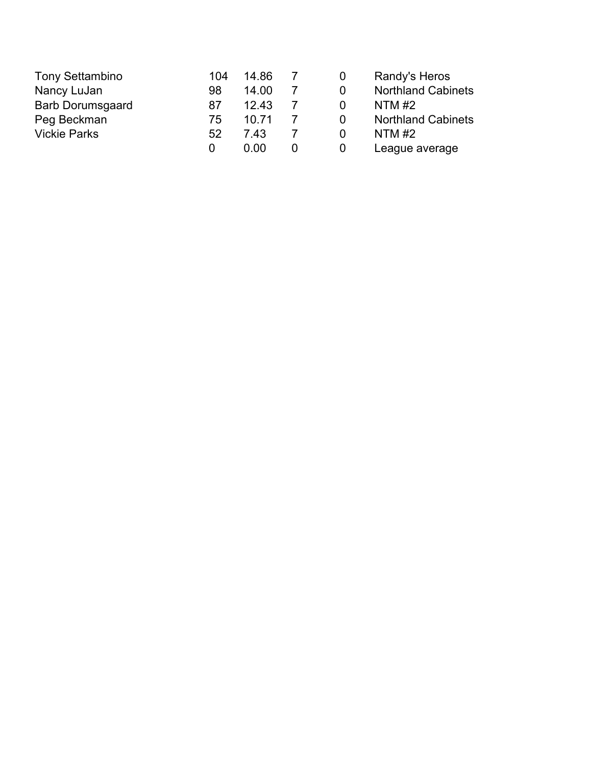| | | | | | |
|---|---|---|---|---|---|
| Tony Settambino | 104 | 14.86 | 7 | 0 | Randy's Heros |
| Nancy LuJan | 98 | 14.00 | 7 | 0 | Northland Cabinets |
| Barb Dorumsgaard | 87 | 12.43 | 7 | 0 | NTM #2 |
| Peg Beckman | 75 | 10.71 | 7 | 0 | Northland Cabinets |
| Vickie Parks | 52 | 7.43 | 7 | 0 | NTM #2 |
| | 0 | 0.00 | 0 | 0 | League average |